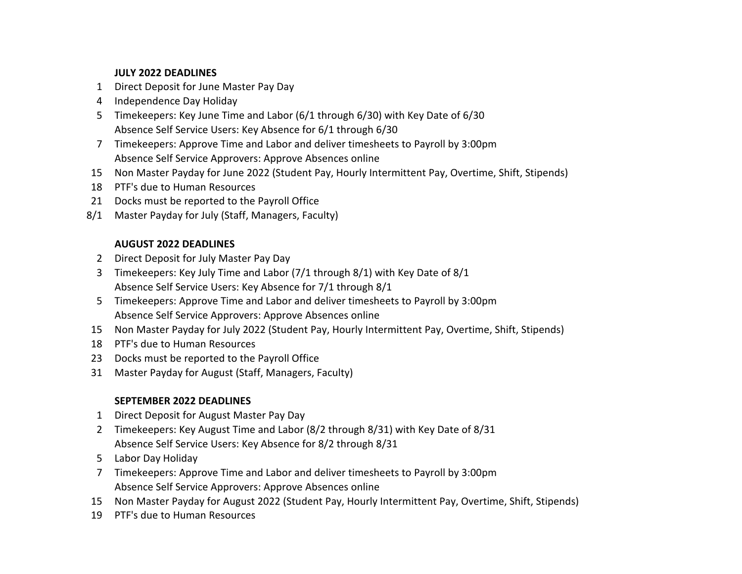**JULY 2022 DEADLINES**

1 Direct Deposit for June Master Pay Day
4 Independence Day Holiday
5 Timekeepers: Key June Time and Labor (6/1 through 6/30) with Key Date of 6/30
  Absence Self Service Users: Key Absence for 6/1 through 6/30
7 Timekeepers: Approve Time and Labor and deliver timesheets to Payroll by 3:00pm
  Absence Self Service Approvers: Approve Absences online
15 Non Master Payday for June 2022 (Student Pay, Hourly Intermittent Pay, Overtime, Shift, Stipends)
18 PTF's due to Human Resources
21 Docks must be reported to the Payroll Office
8/1 Master Payday for July (Staff, Managers, Faculty)

**AUGUST 2022 DEADLINES**

2 Direct Deposit for July Master Pay Day
3 Timekeepers: Key July Time and Labor (7/1 through 8/1) with Key Date of 8/1
  Absence Self Service Users: Key Absence for 7/1 through 8/1
5 Timekeepers: Approve Time and Labor and deliver timesheets to Payroll by 3:00pm
  Absence Self Service Approvers: Approve Absences online
15 Non Master Payday for July 2022 (Student Pay, Hourly Intermittent Pay, Overtime, Shift, Stipends)
18 PTF's due to Human Resources
23 Docks must be reported to the Payroll Office
31 Master Payday for August (Staff, Managers, Faculty)

**SEPTEMBER 2022 DEADLINES**

1 Direct Deposit for August Master Pay Day
2 Timekeepers: Key August Time and Labor (8/2 through 8/31) with Key Date of 8/31
  Absence Self Service Users: Key Absence for 8/2 through 8/31
5 Labor Day Holiday
7 Timekeepers: Approve Time and Labor and deliver timesheets to Payroll by 3:00pm
  Absence Self Service Approvers: Approve Absences online
15 Non Master Payday for August 2022 (Student Pay, Hourly Intermittent Pay, Overtime, Shift, Stipends)
19 PTF's due to Human Resources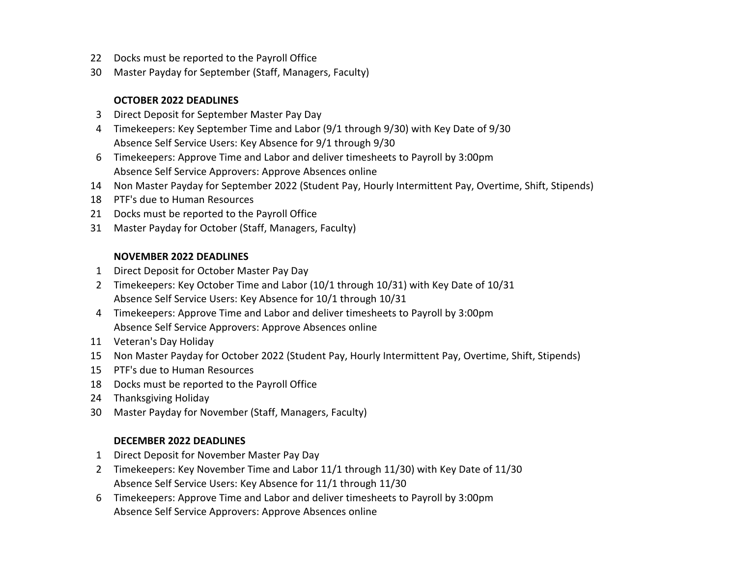22 Docks must be reported to the Payroll Office

30 Master Payday for September (Staff, Managers, Faculty)

**OCTOBER 2022 DEADLINES**

3 Direct Deposit for September Master Pay Day

4 Timekeepers: Key September Time and Labor (9/1 through 9/30) with Key Date of 9/30
Absence Self Service Users: Key Absence for 9/1 through 9/30

6 Timekeepers: Approve Time and Labor and deliver timesheets to Payroll by 3:00pm
Absence Self Service Approvers: Approve Absences online

14 Non Master Payday for September 2022 (Student Pay, Hourly Intermittent Pay, Overtime, Shift, Stipends)

18 PTF's due to Human Resources

21 Docks must be reported to the Payroll Office

31 Master Payday for October (Staff, Managers, Faculty)

**NOVEMBER 2022 DEADLINES**

1 Direct Deposit for October Master Pay Day

2 Timekeepers: Key October Time and Labor (10/1 through 10/31) with Key Date of 10/31
Absence Self Service Users: Key Absence for 10/1 through 10/31

4 Timekeepers: Approve Time and Labor and deliver timesheets to Payroll by 3:00pm
Absence Self Service Approvers: Approve Absences online

11 Veteran's Day Holiday

15 Non Master Payday for October 2022 (Student Pay, Hourly Intermittent Pay, Overtime, Shift, Stipends)

15 PTF's due to Human Resources

18 Docks must be reported to the Payroll Office

24 Thanksgiving Holiday

30 Master Payday for November (Staff, Managers, Faculty)

**DECEMBER 2022 DEADLINES**

1 Direct Deposit for November Master Pay Day

2 Timekeepers: Key November Time and Labor 11/1 through 11/30) with Key Date of 11/30
Absence Self Service Users: Key Absence for 11/1 through 11/30

6 Timekeepers: Approve Time and Labor and deliver timesheets to Payroll by 3:00pm
Absence Self Service Approvers: Approve Absences online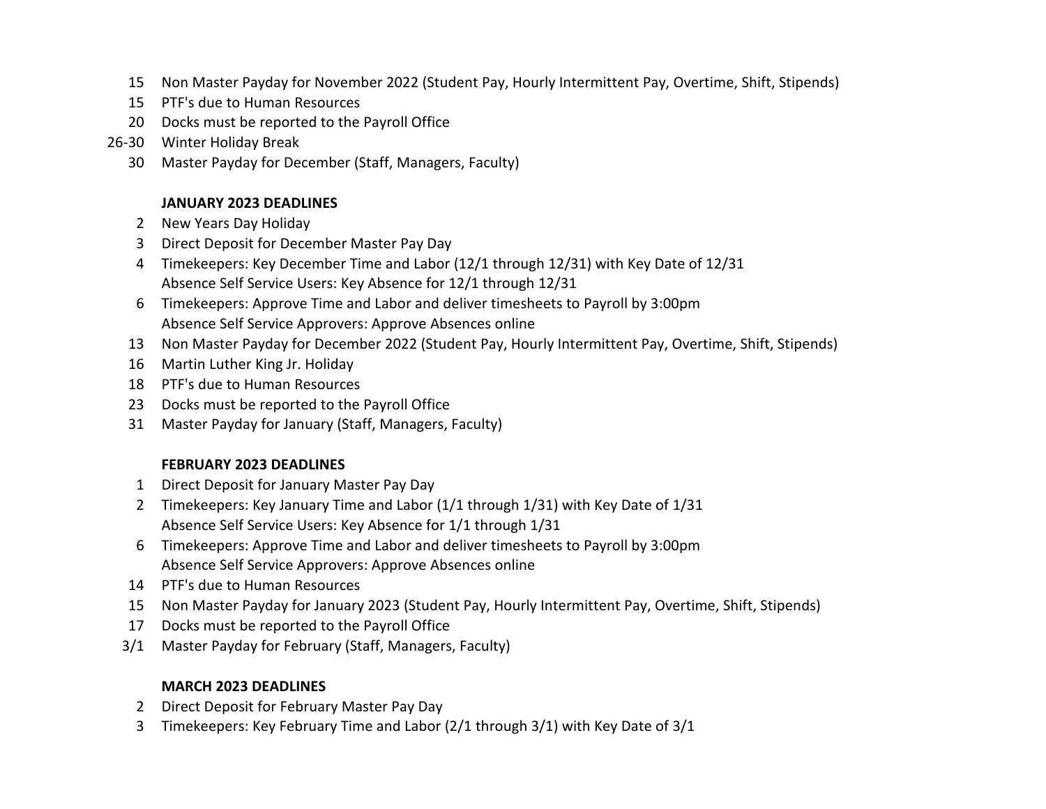| | |
|---|---|
| 15 | Non Master Payday for November 2022 (Student Pay, Hourly Intermittent Pay, Overtime, Shift, Stipends) |
| 15 | PTF's due to Human Resources |
| 20 | Docks must be reported to the Payroll Office |
| 26-30 | Winter Holiday Break |
| 30 | Master Payday for December (Staff, Managers, Faculty) |

**JANUARY 2023 DEADLINES**

| | |
|---|---|
| 2 | New Years Day Holiday |
| 3 | Direct Deposit for December Master Pay Day |
| 4 | Timekeepers: Key December Time and Labor (12/1 through 12/31) with Key Date of 12/31<br>Absence Self Service Users: Key Absence for 12/1 through 12/31 |
| 6 | Timekeepers: Approve Time and Labor and deliver timesheets to Payroll by 3:00pm<br>Absence Self Service Approvers: Approve Absences online |
| 13 | Non Master Payday for December 2022 (Student Pay, Hourly Intermittent Pay, Overtime, Shift, Stipends) |
| 16 | Martin Luther King Jr. Holiday |
| 18 | PTF's due to Human Resources |
| 23 | Docks must be reported to the Payroll Office |
| 31 | Master Payday for January (Staff, Managers, Faculty) |

**FEBRUARY 2023 DEADLINES**

| | |
|---|---|
| 1 | Direct Deposit for January Master Pay Day |
| 2 | Timekeepers: Key January Time and Labor (1/1 through 1/31) with Key Date of 1/31<br>Absence Self Service Users: Key Absence for 1/1 through 1/31 |
| 6 | Timekeepers: Approve Time and Labor and deliver timesheets to Payroll by 3:00pm<br>Absence Self Service Approvers: Approve Absences online |
| 14 | PTF's due to Human Resources |
| 15 | Non Master Payday for January 2023 (Student Pay, Hourly Intermittent Pay, Overtime, Shift, Stipends) |
| 17 | Docks must be reported to the Payroll Office |
| 3/1 | Master Payday for February (Staff, Managers, Faculty) |

**MARCH 2023 DEADLINES**

| | |
|---|---|
| 2 | Direct Deposit for February Master Pay Day |
| 3 | Timekeepers: Key February Time and Labor (2/1 through 3/1) with Key Date of 3/1 |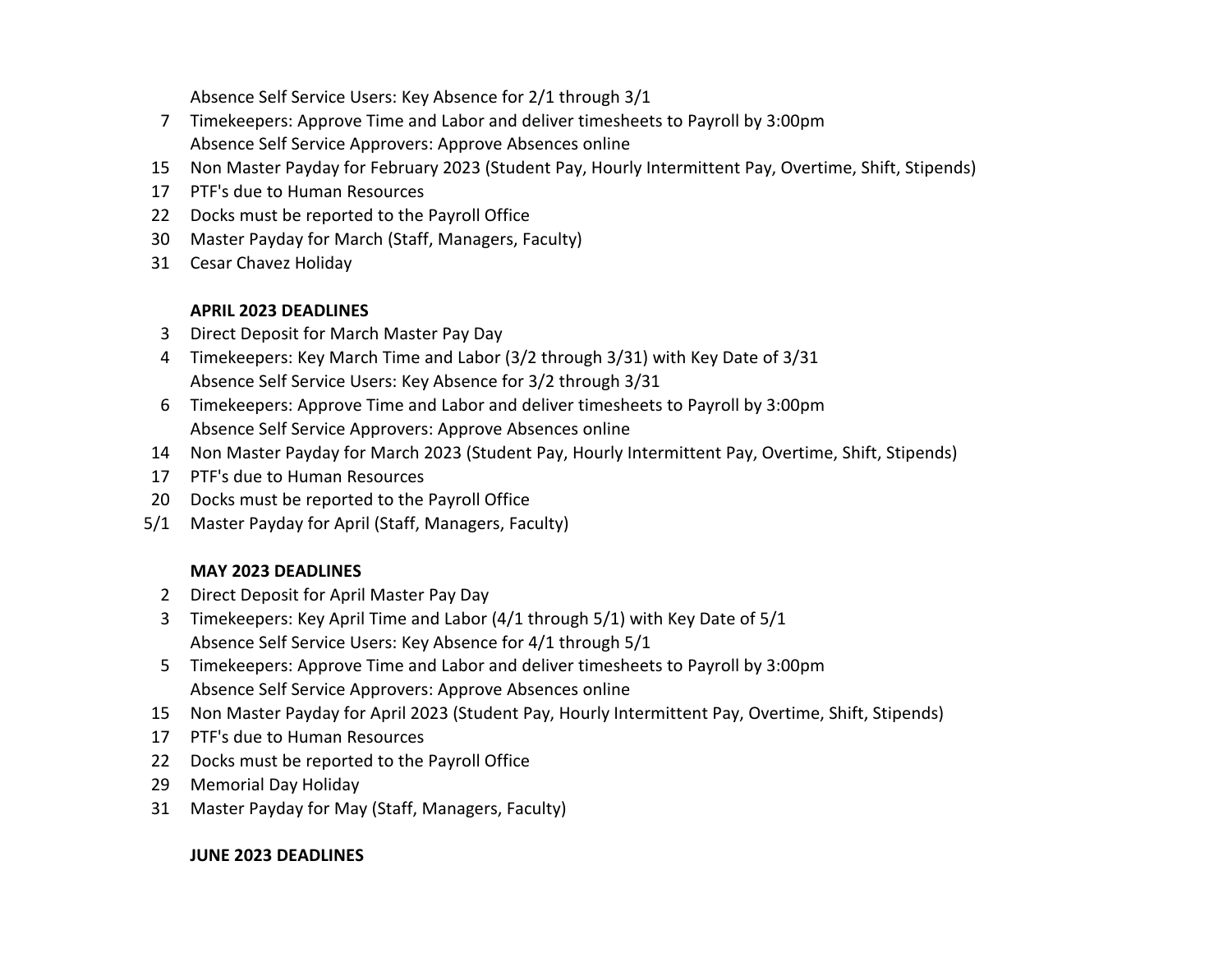Absence Self Service Users: Key Absence for 2/1 through 3/1

7 Timekeepers: Approve Time and Labor and deliver timesheets to Payroll by 3:00pm
Absence Self Service Approvers: Approve Absences online

15 Non Master Payday for February 2023 (Student Pay, Hourly Intermittent Pay, Overtime, Shift, Stipends)

17 PTF's due to Human Resources

22 Docks must be reported to the Payroll Office

30 Master Payday for March (Staff, Managers, Faculty)

31 Cesar Chavez Holiday

**APRIL 2023 DEADLINES**

3 Direct Deposit for March Master Pay Day

4 Timekeepers: Key March Time and Labor (3/2 through 3/31) with Key Date of 3/31
Absence Self Service Users: Key Absence for 3/2 through 3/31

6 Timekeepers: Approve Time and Labor and deliver timesheets to Payroll by 3:00pm
Absence Self Service Approvers: Approve Absences online

14 Non Master Payday for March 2023 (Student Pay, Hourly Intermittent Pay, Overtime, Shift, Stipends)

17 PTF's due to Human Resources

20 Docks must be reported to the Payroll Office

5/1 Master Payday for April (Staff, Managers, Faculty)

**MAY 2023 DEADLINES**

2 Direct Deposit for April Master Pay Day

3 Timekeepers: Key April Time and Labor (4/1 through 5/1) with Key Date of 5/1
Absence Self Service Users: Key Absence for 4/1 through 5/1

5 Timekeepers: Approve Time and Labor and deliver timesheets to Payroll by 3:00pm
Absence Self Service Approvers: Approve Absences online

15 Non Master Payday for April 2023 (Student Pay, Hourly Intermittent Pay, Overtime, Shift, Stipends)

17 PTF's due to Human Resources

22 Docks must be reported to the Payroll Office

29 Memorial Day Holiday

31 Master Payday for May (Staff, Managers, Faculty)

**JUNE 2023 DEADLINES**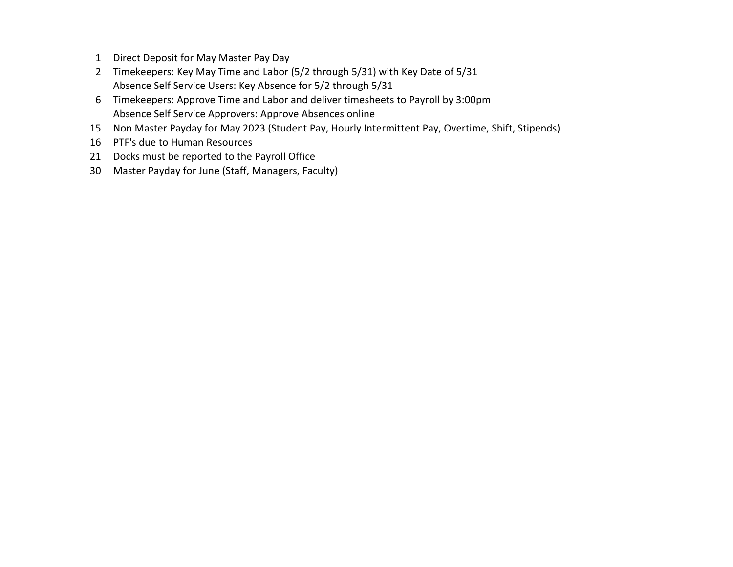| | |
|---|---|
| 1 | Direct Deposit for May Master Pay Day |
| 2 | Timekeepers: Key May Time and Labor (5/2 through 5/31) with Key Date of 5/31 |
| | Absence Self Service Users: Key Absence for 5/2 through 5/31 |
| 6 | Timekeepers: Approve Time and Labor and deliver timesheets to Payroll by 3:00pm |
| | Absence Self Service Approvers: Approve Absences online |
| 15 | Non Master Payday for May 2023 (Student Pay, Hourly Intermittent Pay, Overtime, Shift, Stipends) |
| 16 | PTF's due to Human Resources |
| 21 | Docks must be reported to the Payroll Office |
| 30 | Master Payday for June (Staff, Managers, Faculty) |